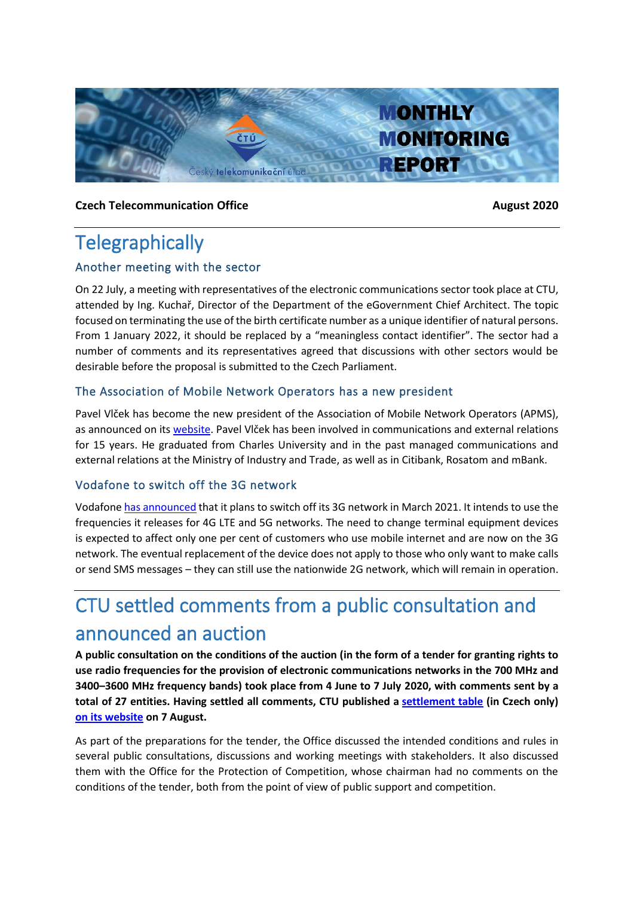# MONTHLY MONITORING REPORT

**Czech Telecommunication Office** **August 2020**

# Telegraphically

## Another meeting with the sector

On 22 July, a meeting with representatives of the electronic communications sector took place at CTU, attended by Ing. Kuchař, Director of the Department of the eGovernment Chief Architect. The topic focused on terminating the use of the birth certificate number as a unique identifier of natural persons. From 1 January 2022, it should be replaced by a "meaningless contact identifier". The sector had a number of comments and its representatives agreed that discussions with other sectors would be desirable before the proposal is submitted to the Czech Parliament.

## The Association of Mobile Network Operators has a new president

Pavel Vlček has become the new president of the Association of Mobile Network Operators (APMS), as announced on its website. Pavel Vlček has been involved in communications and external relations for 15 years. He graduated from Charles University and in the past managed communications and external relations at the Ministry of Industry and Trade, as well as in Citibank, Rosatom and mBank.

## Vodafone to switch off the 3G network

Vodafone has announced that it plans to switch off its 3G network in March 2021. It intends to use the frequencies it releases for 4G LTE and 5G networks. The need to change terminal equipment devices is expected to affect only one per cent of customers who use mobile internet and are now on the 3G network. The eventual replacement of the device does not apply to those who only want to make calls or send SMS messages – they can still use the nationwide 2G network, which will remain in operation.

# CTU settled comments from a public consultation and announced an auction

**A public consultation on the conditions of the auction (in the form of a tender for granting rights to use radio frequencies for the provision of electronic communications networks in the 700 MHz and 3400–3600 MHz frequency bands) took place from 4 June to 7 July 2020, with comments sent by a total of 27 entities. Having settled all comments, CTU published a settlement table (in Czech only) on its website on 7 August.**

As part of the preparations for the tender, the Office discussed the intended conditions and rules in several public consultations, discussions and working meetings with stakeholders. It also discussed them with the Office for the Protection of Competition, whose chairman had no comments on the conditions of the tender, both from the point of view of public support and competition.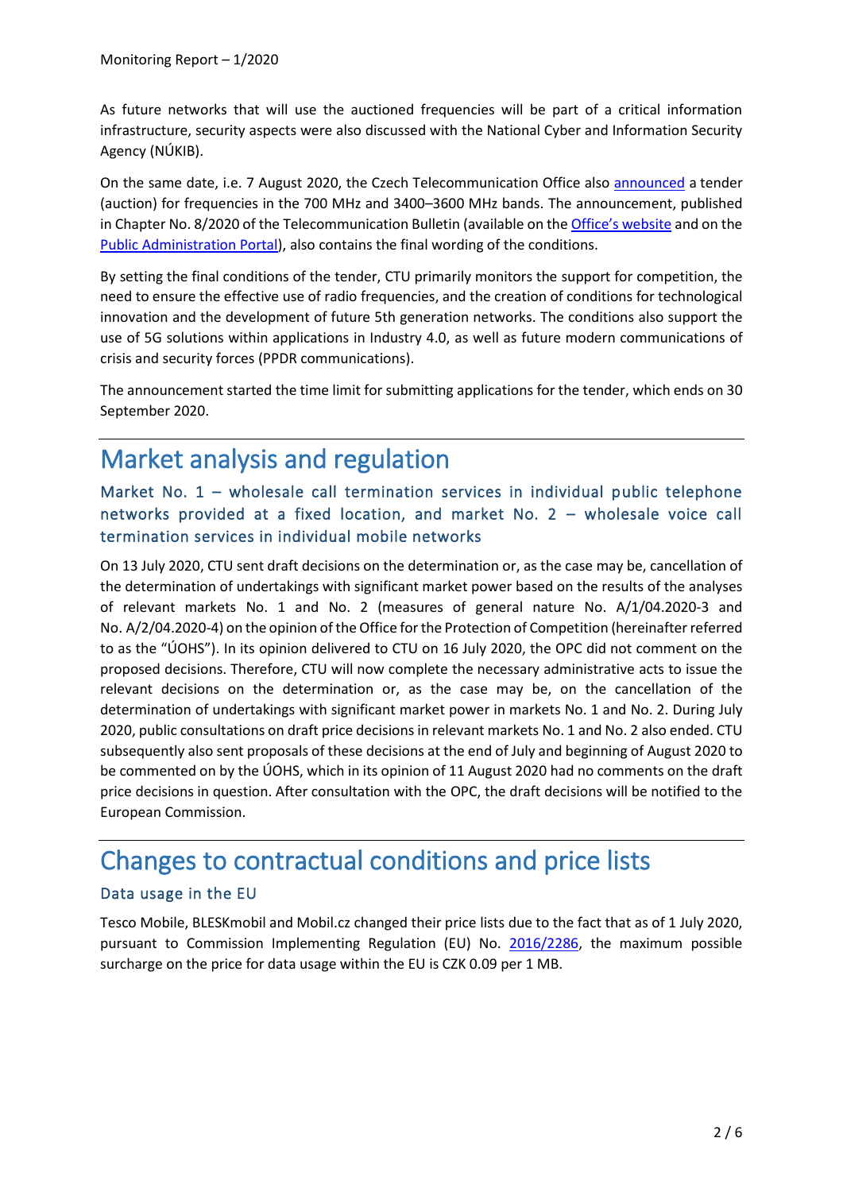As future networks that will use the auctioned frequencies will be part of a critical information infrastructure, security aspects were also discussed with the National Cyber and Information Security Agency (NÚKIB).

On the same date, i.e. 7 August 2020, the Czech Telecommunication Office also announced a tender (auction) for frequencies in the 700 MHz and 3400–3600 MHz bands. The announcement, published in Chapter No. 8/2020 of the Telecommunication Bulletin (available on the Office's website and on the Public Administration Portal), also contains the final wording of the conditions.

By setting the final conditions of the tender, CTU primarily monitors the support for competition, the need to ensure the effective use of radio frequencies, and the creation of conditions for technological innovation and the development of future 5th generation networks. The conditions also support the use of 5G solutions within applications in Industry 4.0, as well as future modern communications of crisis and security forces (PPDR communications).

The announcement started the time limit for submitting applications for the tender, which ends on 30 September 2020.

# Market analysis and regulation

## Market No. 1 – wholesale call termination services in individual public telephone networks provided at a fixed location, and market No. 2 – wholesale voice call termination services in individual mobile networks

On 13 July 2020, CTU sent draft decisions on the determination or, as the case may be, cancellation of the determination of undertakings with significant market power based on the results of the analyses of relevant markets No. 1 and No. 2 (measures of general nature No. A/1/04.2020-3 and No. A/2/04.2020-4) on the opinion of the Office for the Protection of Competition (hereinafter referred to as the "ÚOHS"). In its opinion delivered to CTU on 16 July 2020, the OPC did not comment on the proposed decisions. Therefore, CTU will now complete the necessary administrative acts to issue the relevant decisions on the determination or, as the case may be, on the cancellation of the determination of undertakings with significant market power in markets No. 1 and No. 2. During July 2020, public consultations on draft price decisions in relevant markets No. 1 and No. 2 also ended. CTU subsequently also sent proposals of these decisions at the end of July and beginning of August 2020 to be commented on by the ÚOHS, which in its opinion of 11 August 2020 had no comments on the draft price decisions in question. After consultation with the OPC, the draft decisions will be notified to the European Commission.

# Changes to contractual conditions and price lists

## Data usage in the EU

Tesco Mobile, BLESKmobil and Mobil.cz changed their price lists due to the fact that as of 1 July 2020, pursuant to Commission Implementing Regulation (EU) No. 2016/2286, the maximum possible surcharge on the price for data usage within the EU is CZK 0.09 per 1 MB.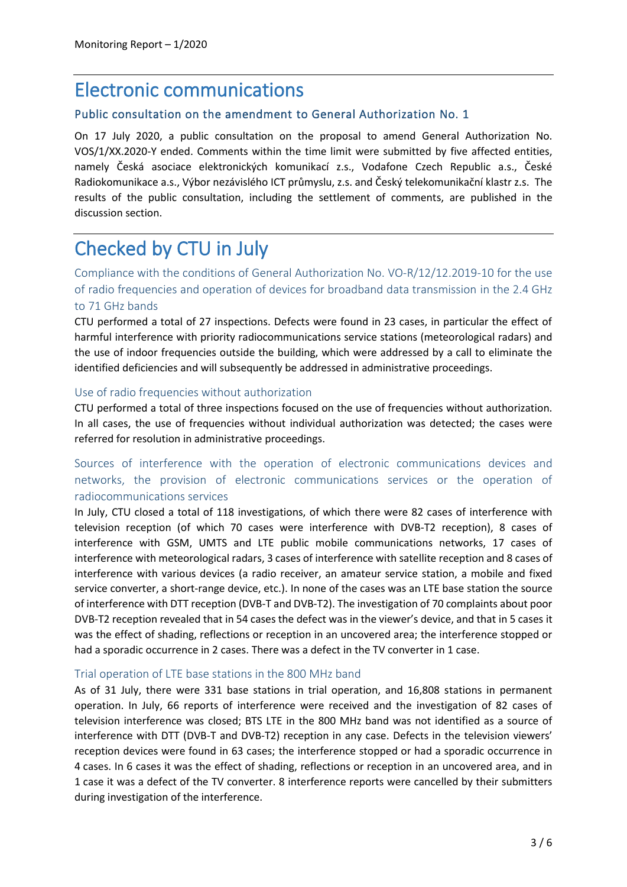# Electronic communications

### Public consultation on the amendment to General Authorization No. 1

On 17 July 2020, a public consultation on the proposal to amend General Authorization No. VOS/1/XX.2020-Y ended. Comments within the time limit were submitted by five affected entities, namely Česká asociace elektronických komunikací z.s., Vodafone Czech Republic a.s., České Radiokomunikace a.s., Výbor nezávislého ICT průmyslu, z.s. and Český telekomunikační klastr z.s. The results of the public consultation, including the settlement of comments, are published in the discussion section.

# Checked by CTU in July

### Compliance with the conditions of General Authorization No. VO-R/12/12.2019-10 for the use of radio frequencies and operation of devices for broadband data transmission in the 2.4 GHz to 71 GHz bands

CTU performed a total of 27 inspections. Defects were found in 23 cases, in particular the effect of harmful interference with priority radiocommunications service stations (meteorological radars) and the use of indoor frequencies outside the building, which were addressed by a call to eliminate the identified deficiencies and will subsequently be addressed in administrative proceedings.

### Use of radio frequencies without authorization

CTU performed a total of three inspections focused on the use of frequencies without authorization. In all cases, the use of frequencies without individual authorization was detected; the cases were referred for resolution in administrative proceedings.

### Sources of interference with the operation of electronic communications devices and networks, the provision of electronic communications services or the operation of radiocommunications services

In July, CTU closed a total of 118 investigations, of which there were 82 cases of interference with television reception (of which 70 cases were interference with DVB-T2 reception), 8 cases of interference with GSM, UMTS and LTE public mobile communications networks, 17 cases of interference with meteorological radars, 3 cases of interference with satellite reception and 8 cases of interference with various devices (a radio receiver, an amateur service station, a mobile and fixed service converter, a short-range device, etc.). In none of the cases was an LTE base station the source of interference with DTT reception (DVB-T and DVB-T2). The investigation of 70 complaints about poor DVB-T2 reception revealed that in 54 cases the defect was in the viewer's device, and that in 5 cases it was the effect of shading, reflections or reception in an uncovered area; the interference stopped or had a sporadic occurrence in 2 cases. There was a defect in the TV converter in 1 case.

### Trial operation of LTE base stations in the 800 MHz band

As of 31 July, there were 331 base stations in trial operation, and 16,808 stations in permanent operation. In July, 66 reports of interference were received and the investigation of 82 cases of television interference was closed; BTS LTE in the 800 MHz band was not identified as a source of interference with DTT (DVB-T and DVB-T2) reception in any case. Defects in the television viewers' reception devices were found in 63 cases; the interference stopped or had a sporadic occurrence in 4 cases. In 6 cases it was the effect of shading, reflections or reception in an uncovered area, and in 1 case it was a defect of the TV converter. 8 interference reports were cancelled by their submitters during investigation of the interference.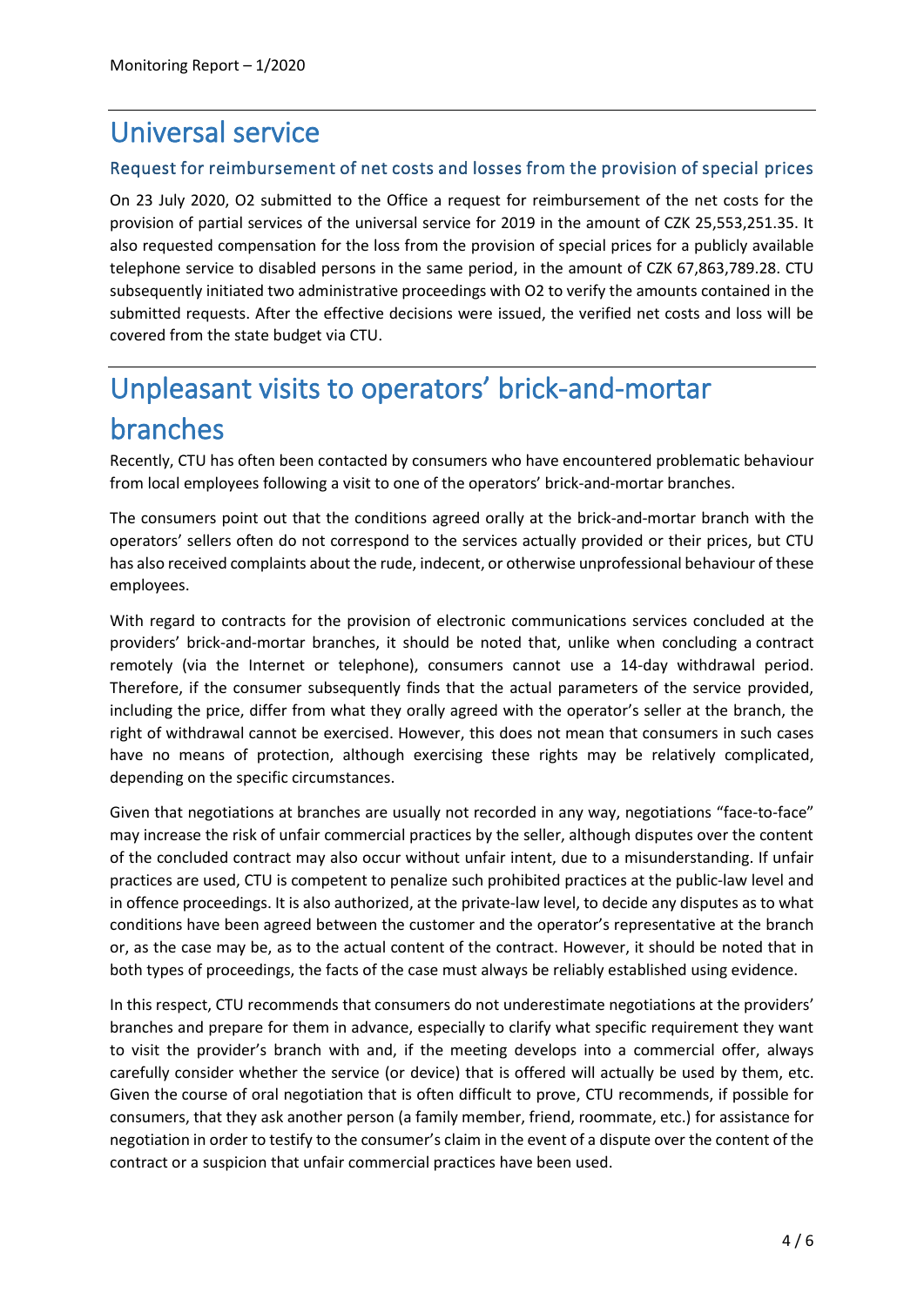# Universal service

## Request for reimbursement of net costs and losses from the provision of special prices

On 23 July 2020, O2 submitted to the Office a request for reimbursement of the net costs for the provision of partial services of the universal service for 2019 in the amount of CZK 25,553,251.35. It also requested compensation for the loss from the provision of special prices for a publicly available telephone service to disabled persons in the same period, in the amount of CZK 67,863,789.28. CTU subsequently initiated two administrative proceedings with O2 to verify the amounts contained in the submitted requests. After the effective decisions were issued, the verified net costs and loss will be covered from the state budget via CTU.

# Unpleasant visits to operators' brick-and-mortar branches

Recently, CTU has often been contacted by consumers who have encountered problematic behaviour from local employees following a visit to one of the operators' brick-and-mortar branches.

The consumers point out that the conditions agreed orally at the brick-and-mortar branch with the operators' sellers often do not correspond to the services actually provided or their prices, but CTU has also received complaints about the rude, indecent, or otherwise unprofessional behaviour of these employees.

With regard to contracts for the provision of electronic communications services concluded at the providers' brick-and-mortar branches, it should be noted that, unlike when concluding a contract remotely (via the Internet or telephone), consumers cannot use a 14-day withdrawal period. Therefore, if the consumer subsequently finds that the actual parameters of the service provided, including the price, differ from what they orally agreed with the operator's seller at the branch, the right of withdrawal cannot be exercised. However, this does not mean that consumers in such cases have no means of protection, although exercising these rights may be relatively complicated, depending on the specific circumstances.

Given that negotiations at branches are usually not recorded in any way, negotiations "face-to-face" may increase the risk of unfair commercial practices by the seller, although disputes over the content of the concluded contract may also occur without unfair intent, due to a misunderstanding. If unfair practices are used, CTU is competent to penalize such prohibited practices at the public-law level and in offence proceedings. It is also authorized, at the private-law level, to decide any disputes as to what conditions have been agreed between the customer and the operator's representative at the branch or, as the case may be, as to the actual content of the contract. However, it should be noted that in both types of proceedings, the facts of the case must always be reliably established using evidence.

In this respect, CTU recommends that consumers do not underestimate negotiations at the providers' branches and prepare for them in advance, especially to clarify what specific requirement they want to visit the provider's branch with and, if the meeting develops into a commercial offer, always carefully consider whether the service (or device) that is offered will actually be used by them, etc. Given the course of oral negotiation that is often difficult to prove, CTU recommends, if possible for consumers, that they ask another person (a family member, friend, roommate, etc.) for assistance for negotiation in order to testify to the consumer's claim in the event of a dispute over the content of the contract or a suspicion that unfair commercial practices have been used.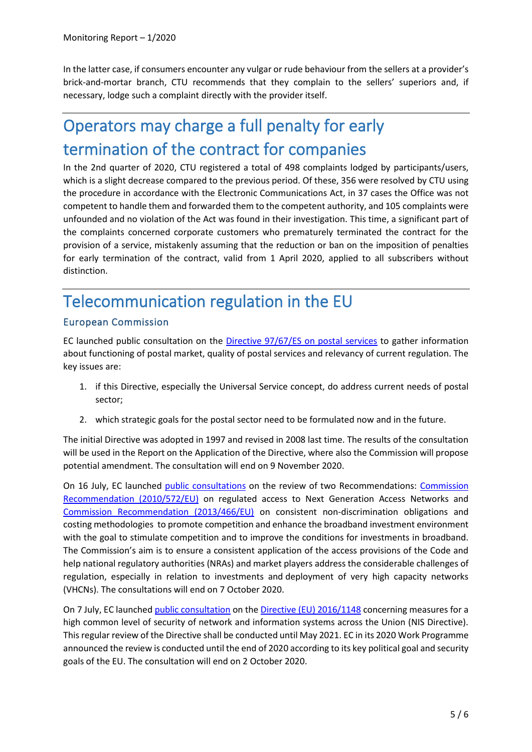In the latter case, if consumers encounter any vulgar or rude behaviour from the sellers at a provider's brick-and-mortar branch, CTU recommends that they complain to the sellers' superiors and, if necessary, lodge such a complaint directly with the provider itself.

# Operators may charge a full penalty for early termination of the contract for companies

In the 2nd quarter of 2020, CTU registered a total of 498 complaints lodged by participants/users, which is a slight decrease compared to the previous period. Of these, 356 were resolved by CTU using the procedure in accordance with the Electronic Communications Act, in 37 cases the Office was not competent to handle them and forwarded them to the competent authority, and 105 complaints were unfounded and no violation of the Act was found in their investigation. This time, a significant part of the complaints concerned corporate customers who prematurely terminated the contract for the provision of a service, mistakenly assuming that the reduction or ban on the imposition of penalties for early termination of the contract, valid from 1 April 2020, applied to all subscribers without distinction.

# Telecommunication regulation in the EU

## European Commission

EC launched public consultation on the [Directive 97/67/ES on postal services] to gather information about functioning of postal market, quality of postal services and relevancy of current regulation. The key issues are:

1. if this Directive, especially the Universal Service concept, do address current needs of postal sector;
2. which strategic goals for the postal sector need to be formulated now and in the future.

The initial Directive was adopted in 1997 and revised in 2008 last time. The results of the consultation will be used in the Report on the Application of the Directive, where also the Commission will propose potential amendment. The consultation will end on 9 November 2020.

On 16 July, EC launched [public consultations] on the review of two Recommendations: [Commission Recommendation (2010/572/EU)] on regulated access to Next Generation Access Networks and [Commission Recommendation (2013/466/EU)] on consistent non-discrimination obligations and costing methodologies to promote competition and enhance the broadband investment environment with the goal to stimulate competition and to improve the conditions for investments in broadband. The Commission's aim is to ensure a consistent application of the access provisions of the Code and help national regulatory authorities (NRAs) and market players address the considerable challenges of regulation, especially in relation to investments and deployment of very high capacity networks (VHCNs). The consultations will end on 7 October 2020.

On 7 July, EC launched [public consultation] on the [Directive (EU) 2016/1148] concerning measures for a high common level of security of network and information systems across the Union (NIS Directive). This regular review of the Directive shall be conducted until May 2021. EC in its 2020 Work Programme announced the review is conducted until the end of 2020 according to its key political goal and security goals of the EU. The consultation will end on 2 October 2020.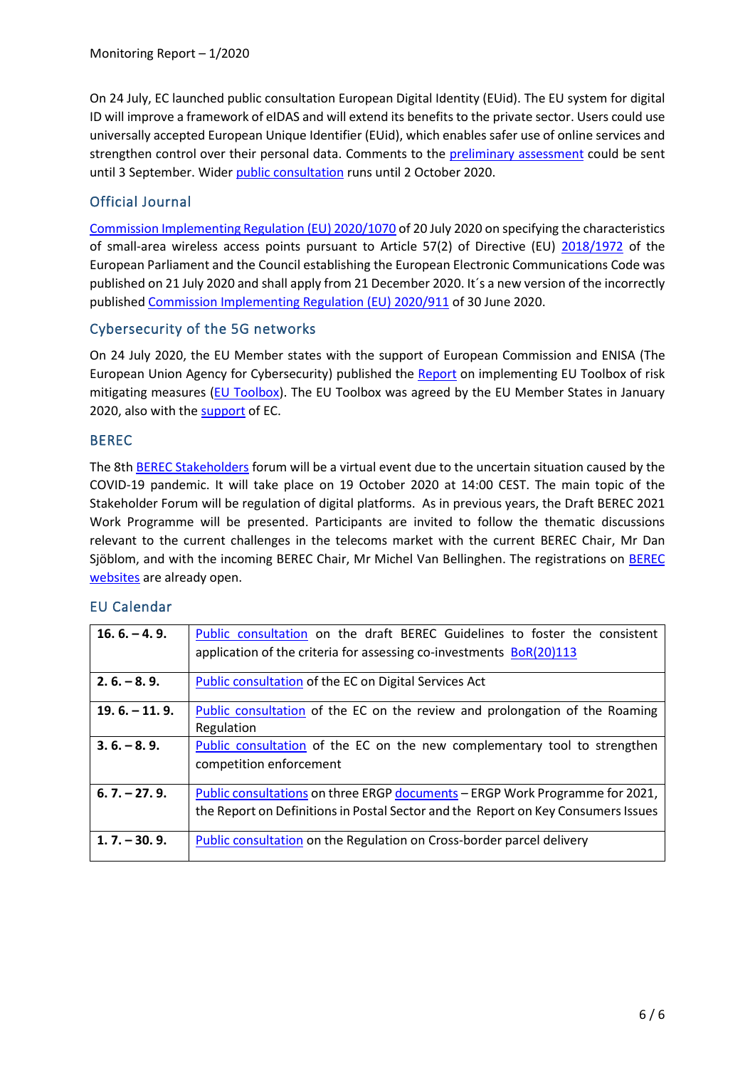On 24 July, EC launched public consultation European Digital Identity (EUid). The EU system for digital ID will improve a framework of eIDAS and will extend its benefits to the private sector. Users could use universally accepted European Unique Identifier (EUid), which enables safer use of online services and strengthen control over their personal data. Comments to the preliminary assessment could be sent until 3 September. Wider public consultation runs until 2 October 2020.

## Official Journal

Commission Implementing Regulation (EU) 2020/1070 of 20 July 2020 on specifying the characteristics of small-area wireless access points pursuant to Article 57(2) of Directive (EU) 2018/1972 of the European Parliament and the Council establishing the European Electronic Communications Code was published on 21 July 2020 and shall apply from 21 December 2020. It´s a new version of the incorrectly published Commission Implementing Regulation (EU) 2020/911 of 30 June 2020.

## Cybersecurity of the 5G networks

On 24 July 2020, the EU Member states with the support of European Commission and ENISA (The European Union Agency for Cybersecurity) published the Report on implementing EU Toolbox of risk mitigating measures (EU Toolbox). The EU Toolbox was agreed by the EU Member States in January 2020, also with the support of EC.

## BEREC

The 8th BEREC Stakeholders forum will be a virtual event due to the uncertain situation caused by the COVID-19 pandemic. It will take place on 19 October 2020 at 14:00 CEST. The main topic of the Stakeholder Forum will be regulation of digital platforms. As in previous years, the Draft BEREC 2021 Work Programme will be presented. Participants are invited to follow the thematic discussions relevant to the current challenges in the telecoms market with the current BEREC Chair, Mr Dan Sjöblom, and with the incoming BEREC Chair, Mr Michel Van Bellinghen. The registrations on BEREC websites are already open.

## EU Calendar

| | |
|---|---|
| **16. 6. – 4. 9.** | Public consultation on the draft BEREC Guidelines to foster the consistent application of the criteria for assessing co-investments BoR(20)113 |
| **2. 6. – 8. 9.** | Public consultation of the EC on Digital Services Act |
| **19. 6. – 11. 9.** | Public consultation of the EC on the review and prolongation of the Roaming Regulation |
| **3. 6. – 8. 9.** | Public consultation of the EC on the new complementary tool to strengthen competition enforcement |
| **6. 7. – 27. 9.** | Public consultations on three ERGP documents – ERGP Work Programme for 2021, the Report on Definitions in Postal Sector and the Report on Key Consumers Issues |
| **1. 7. – 30. 9.** | Public consultation on the Regulation on Cross-border parcel delivery |